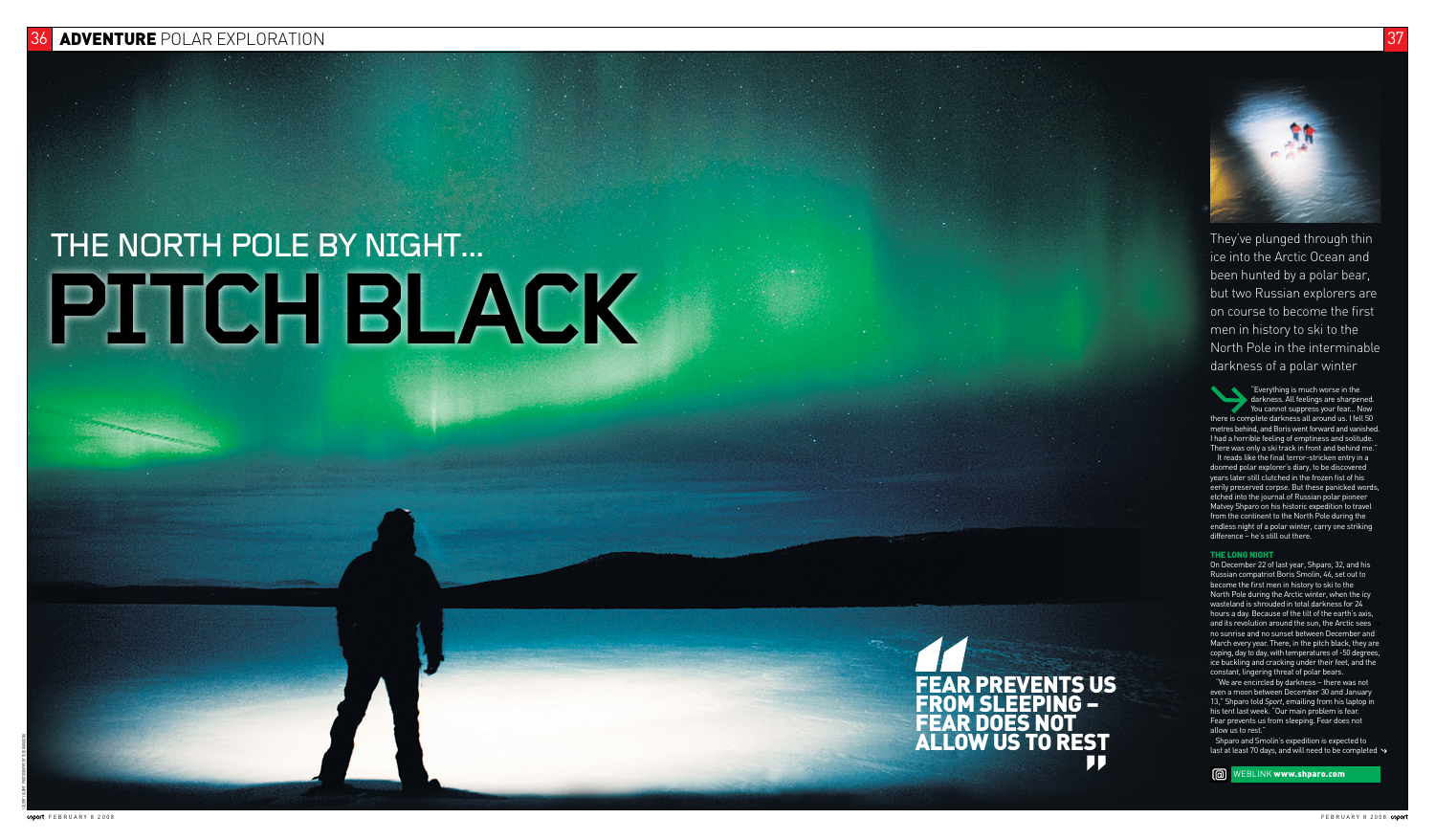# THE NORTH POLE BY NIGHT...

# PITCH BLACK

They've plunged through thin ice into the Arctic Ocean and been hunted by a polar bear, but two Russian explorers are on course to become the first men in history to ski to the North Pole in the interminable darkness of a polar winter

"Everything is much worse in the darkness. All feelings are sharpened. You cannot suppress your fear... Now there is complete darkness all around us. I fell 50 metres behind, and Boris went forward and vanished. I had a horrible feeling of emptiness and solitude. There was only a ski track in front and behind me."

It reads like the final terror-stricken entry in a doomed polar explorer's diary, to be discovered years later still clutched in the frozen fist of his eerily preserved corpse. But these panicked words, etched into the journal of Russian polar pioneer Matvey Shparo on his historic expedition to travel from the continent to the North Pole during the endless night of a polar winter, carry one striking difference – he's still out there.

**THE LONG NIGHT**

On December 22 of last year, Shparo, 32, and his Russian compatriot Boris Smolin, 46, set out to become the first men in history to ski to the North Pole during the Arctic winter, when the icy wasteland is shrouded in total darkness for 24 hours a day. Because of the tilt of the earth's axis, and its revolution around the sun, the Arctic sees no sunrise and no sunset between December and March every year. There, in the pitch black, they are coping, day to day, with temperatures of -50 degrees, ice buckling and cracking under their feet, and the constant, lingering threat of polar bears.

"We are encircled by darkness – there was not even a moon between December 30 and January 13," Shparo told *Sport*, emailing from his laptop in his tent last week. "Our main problem is fear. Fear prevents us from sleeping. Fear does not allow us to rest."

Shparo and Smolin's expedition is expected to last at least 70 days, and will need to be completed

> **FEAR PREVENTS US FROM SLEEPING – FEAR DOES NOT ALLOW US TO REST**

WEBLINK **www.shparo.com**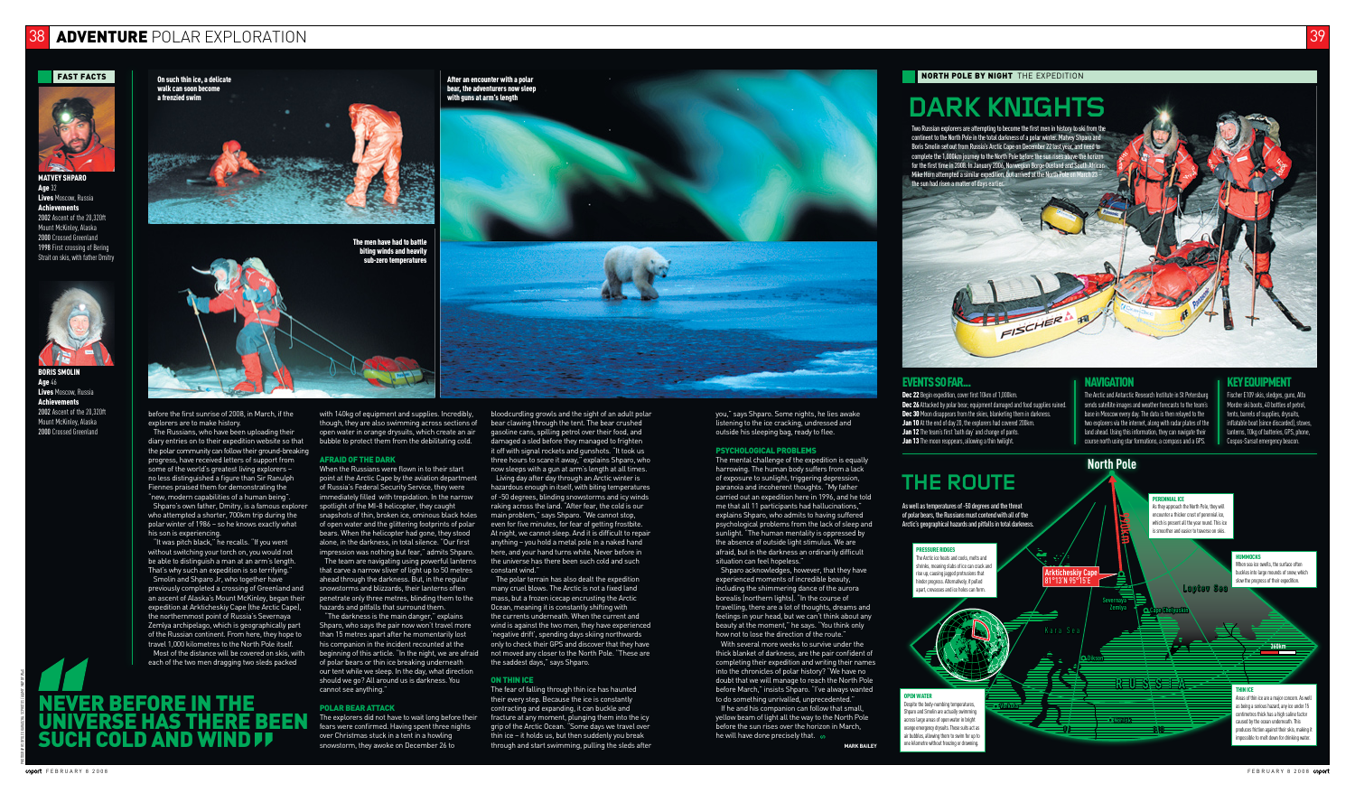# ADVENTURE POLAR EXPLORATION

## FAST FACTS

**MATVEY SHPARO**
**Age** 32
**Lives** Moscow, Russia
**Achievements**
2002 Ascent of the 20,320ft Mount McKinley, Alaska
2000 Crossed Greenland
1998 First crossing of Bering Strait on skis, with father Dmitry

**BORIS SMOLIN**
**Age** 46
**Lives** Moscow, Russia
**Achievements**
2002 Ascent of the 20,320ft Mount McKinley, Alaska
2000 Crossed Greenland

On such thin ice, a delicate walk can soon become a frenzied swim

After an encounter with a polar bear, the adventurers now sleep with guns at arm's length

The men have had to battle biting winds and heavily sub-zero temperatures

before the first sunrise of 2008, in March, if the explorers are to make history.

The Russians, who have been uploading their diary entries on to their expedition website so that the polar community can follow their ground-breaking progress, have received letters of support from some of the world's greatest living explorers – no less distinguished a figure than Sir Ranulph Fiennes praised them for demonstrating the "new, modern capabilities of a human being".

Shparo's own father, Dmitry, is a famous explorer who attempted a shorter, 700km trip during the polar winter of 1986 – so he knows exactly what his son is experiencing.

"It was pitch black," he recalls. "If you went without switching your torch on, you would not be able to distinguish a man at an arm's length. That's why such an expedition is so terrifying."

Smolin and Shparo Jr, who together have previously completed a crossing of Greenland and an ascent of Alaska's Mount McKinley, began their expedition at Arkticheskiy Cape (the Arctic Cape), the northernmost point of Russia's Severnaya Zemlya archipelago, which is geographically part of the Russian continent. From here, they hope to travel 1,000 kilometres to the North Pole itself.

Most of the distance will be covered on skis, with each of the two men dragging two sleds packed with 140kg of equipment and supplies. Incredibly, though, they are also swimming across sections of open water in orange drysuits, which create an air bubble to protect them from the debilitating cold.

### AFRAID OF THE DARK

When the Russians were flown in to their start point at the Arctic Cape by the aviation department of Russia's Federal Security Service, they were immediately filled with trepidation. In the narrow spotlight of the MI-8 helicopter, they caught snapshots of thin, broken ice, ominous black holes of open water and the glittering footprints of polar bears. When the helicopter had gone, they stood alone, in the darkness, in total silence. "Our first impression was nothing but fear," admits Shparo.

The team are navigating using powerful lanterns that carve a narrow sliver of light up to 50 metres ahead through the darkness. But, in the regular snowstorms and blizzards, their lanterns often penetrate only three metres, blinding them to the hazards and pitfalls that surround them.

"The darkness is the main danger," explains Shparo, who says the pair now won't travel more than 15 metres apart after he momentarily lost his companion in the incident recounted at the beginning of this article. "In the night, we are afraid of polar bears or thin ice breaking underneath our tent while we sleep. In the day, what direction should we go? All around us is darkness. You cannot see anything."

### POLAR BEAR ATTACK

The explorers did not have to wait long before their fears were confirmed. Having spent three nights over Christmas stuck in a tent in a howling snowstorm, they awoke on December 26 to bloodcurdling growls and the sight of an adult polar bear clawing through the tent. The bear crushed gasoline cans, spilling petrol over their food, and damaged a sled before they managed to frighten it off with signal rockets and gunshots. "It took us three hours to scare it away," explains Shparo, who now sleeps with a gun at arm's length at all times.

Living day after day through an Arctic winter is hazardous enough in itself, with biting temperatures of -50 degrees, blinding snowstorms and icy winds raking across the land. "After fear, the cold is our main problem," says Shparo. "We cannot stop, even for five minutes, for fear of getting frostbite. At night, we cannot sleep. And it is difficult to repair anything – you hold a metal pole in a naked hand here, and your hand turns white. Never before in the universe has there been such cold and such constant wind."

The polar terrain has also dealt the expedition many cruel blows. The Arctic is not a fixed land mass, but a frozen icecap encrusting the Arctic Ocean, meaning it is constantly shifting with the currents underneath. When the current and wind is against the two men, they have experienced 'negative drift', spending days skiing northwards only to check their GPS and discover that they have not moved any closer to the North Pole. "These are the saddest days," says Shparo.

### ON THIN ICE

The fear of falling through thin ice has haunted their every step. Because the ice is constantly contracting and expanding, it can buckle and fracture at any moment, plunging them into the icy grip of the Arctic Ocean. "Some days we travel over thin ice – it holds us, but then suddenly you break through and start swimming, pulling the sleds after you," says Shparo. Some nights, he lies awake listening to the ice cracking, undressed and outside his sleeping bag, ready to flee.

### PSYCHOLOGICAL PROBLEMS

The mental challenge of the expedition is equally harrowing. The human body suffers from a lack of exposure to sunlight, triggering depression, paranoia and incoherent thoughts. "My father carried out an expedition here in 1996, and he told me that all 11 participants had hallucinations," explains Shparo, who admits to having suffered psychological problems from the lack of sleep and sunlight. "The human mentality is oppressed by the absence of outside light stimulus. We are afraid, but in the darkness an ordinarily difficult situation can feel hopeless."

Shparo acknowledges, however, that they have experienced moments of incredible beauty, including the shimmering dance of the aurora borealis (northern lights). "In the course of travelling, there are a lot of thoughts, dreams and feelings in your head, but we can't think about any beauty at the moment," he says. "You think only how not to lose the direction of the route."

With several more weeks to survive under the thick blanket of darkness, are the pair confident of completing their expedition and writing their names into the chronicles of polar history? "We have no doubt that we will manage to reach the North Pole before March," insists Shparo. "I've always wanted to do something unrivalled, unprecedented."

If he and his companion can follow that small, yellow beam of light all the way to the North Pole before the sun rises over the horizon in March, he will have done precisely that.

MARK BAILEY

> **"NEVER BEFORE IN THE UNIVERSE HAS THERE BEEN SUCH COLD AND WIND"**

## NORTH POLE BY NIGHT THE EXPEDITION

# DARK KNIGHTS

Two Russian explorers are attempting to become the first men in history to ski from the continent to the North Pole in the total darkness of a polar winter. Matvey Shparo and Boris Smolin set out from Russia's Arctic Cape on December 22 last year, and need to complete the 1,000km journey to the North Pole before the sun rises above the horizon for the first time in 2008. In January 2006, Norwegian Borge Ousland and South African Mike Horn attempted a similar expedition, but arrived at the North Pole on March 23 – the sun had risen a matter of days earlier.

### EVENTS SO FAR...

**Dec 22** Begin expedition, cover first 10km of 1,000km.
**Dec 26** Attacked by polar bear, equipment damaged and food supplies ruined.
**Dec 30** Moon disappears from the skies, blanketing them in darkness.
**Jan 10** At the end of day 20, the explorers had covered 200km.
**Jan 12** The team's first 'bath day' and change of pants.
**Jan 13** The moon reappears, allowing a thin twilight.

### NAVIGATION

The Arctic and Antarctic Research Institute in St Petersburg sends satellite images and weather forecasts to the team's base in Moscow every day. The data is then relayed to the two explorers via the internet, along with radar plates of the land ahead. Using this information, they can navigate their course north using star formations, a compass and a GPS.

### KEY EQUIPMENT

Fischer E109 skis, sledges, guns, Alfa Mondo ski boots, 40 bottles of petrol, tents, barrels of supplies, drysuits, inflatable boat (since discarded), stoves, lanterns, 10kg of batteries, GPS, phone, Cospas-Sarsat emergency beacon.

# THE ROUTE

As well as temperatures of -50 degrees and the threat of polar bears, the Russians must contend with all of the Arctic's geographical hazards and pitfalls in its cruel darkness.

North Pole
Arkticheskiy Cape 81°13'N 95°15'E
Severnaya Zemlya
Cape Chelyuskin
Kara Sea
Laptev Sea
RUSSIA
300km

**PRESSURE RIDGES**
The Arctic ice heats and cools, melts and shrinks, meaning slabs of ice can crack and rise up, causing jagged protrusions that hinder progress. Alternatively, if pulled apart, crevasses and ice holes can form.

**PERENNIAL ICE**
As they approach the North Pole, they will encounter a thicker crust of perennial ice, which is present all the year round. This ice is smoother and easier to traverse on skis.

**HUMMOCKS**
When sea ice swells, the surface often buckles into large mounds of snow, which slow the progress of their expedition.

**OPEN WATER**
Despite the body-numbing temperatures, Shparo and Smolin are actually swimming across large areas of open water in bright orange emergency drysuits. These suits act as air bubbles, allowing them to swim for up to one kilometre without freezing or drowning.

**THIN ICE**
Areas of thin ice are a major concern. As well as being a serious hazard, any ice under 15 centimetres thick has a high saline factor caused by the ocean underneath. This produces friction against their skis, making it impossible to melt down for drinking water.